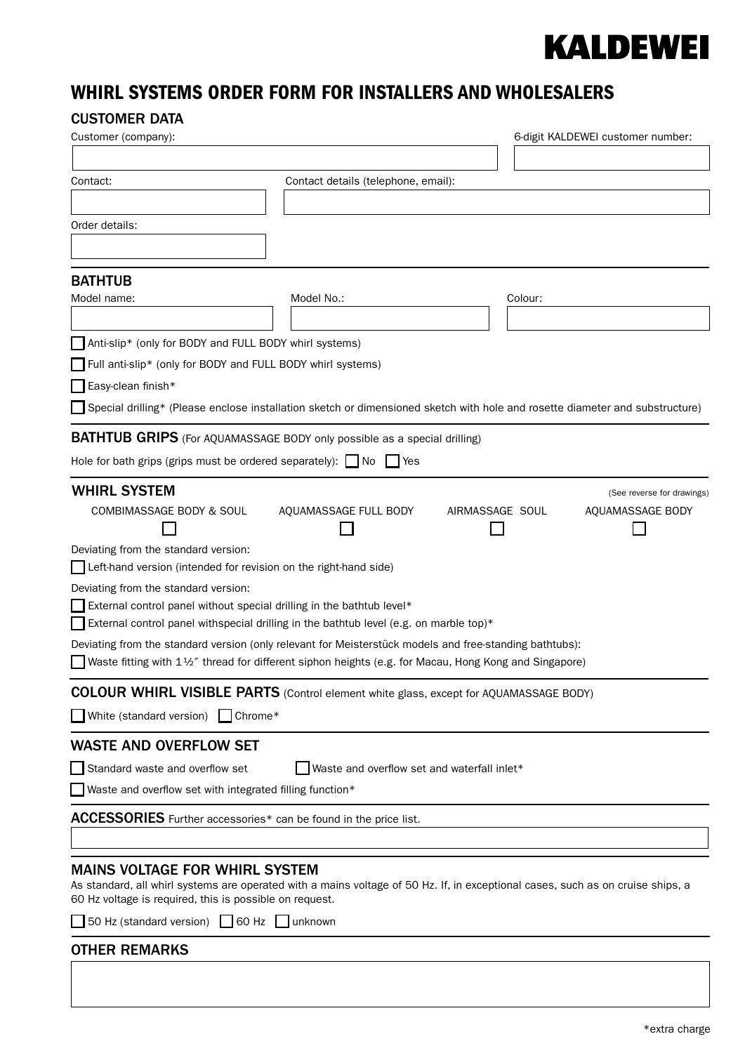KALDEWEI

# WHIRL SYSTEMS ORDER FORM FOR INSTALLERS AND WHOLESALERS

## CUSTOMER DATA

Customer (company):

6-digit KALDEWEI customer number:

Contact:

Contact details (telephone, email):

Order details:

## BATHTUB

Model name:

Model No.:

Colour:

☐ Anti-slip* (only for BODY and FULL BODY whirl systems)

☐ Full anti-slip* (only for BODY and FULL BODY whirl systems)

☐ Easy-clean finish*

☐ Special drilling* (Please enclose installation sketch or dimensioned sketch with hole and rosette diameter and substructure)

## BATHTUB GRIPS (For AQUAMASSAGE BODY only possible as a special drilling)

Hole for bath grips (grips must be ordered separately): ☐ No ☐ Yes

## WHIRL SYSTEM

(See reverse for drawings)

| COMBIMASSAGE BODY & SOUL | AQUAMASSAGE FULL BODY | AIRMASSAGE SOUL | AQUAMASSAGE BODY |
|---|---|---|---|
| ☐ | ☐ | ☐ | ☐ |

Deviating from the standard version:

☐ Left-hand version (intended for revision on the right-hand side)

Deviating from the standard version:

☐ External control panel without special drilling in the bathtub level*

☐ External control panel withspecial drilling in the bathtub level (e.g. on marble top)*

Deviating from the standard version (only relevant for Meisterstück models and free-standing bathtubs):

☐ Waste fitting with 1½″ thread for different siphon heights (e.g. for Macau, Hong Kong and Singapore)

## COLOUR WHIRL VISIBLE PARTS (Control element white glass, except for AQUAMASSAGE BODY)

☐ White (standard version) ☐ Chrome*

## WASTE AND OVERFLOW SET

☐ Standard waste and overflow set ☐ Waste and overflow set and waterfall inlet*

☐ Waste and overflow set with integrated filling function*

## ACCESSORIES Further accessories* can be found in the price list.

## MAINS VOLTAGE FOR WHIRL SYSTEM

As standard, all whirl systems are operated with a mains voltage of 50 Hz. If, in exceptional cases, such as on cruise ships, a 60 Hz voltage is required, this is possible on request.

☐ 50 Hz (standard version) ☐ 60 Hz ☐ unknown

## OTHER REMARKS

*extra charge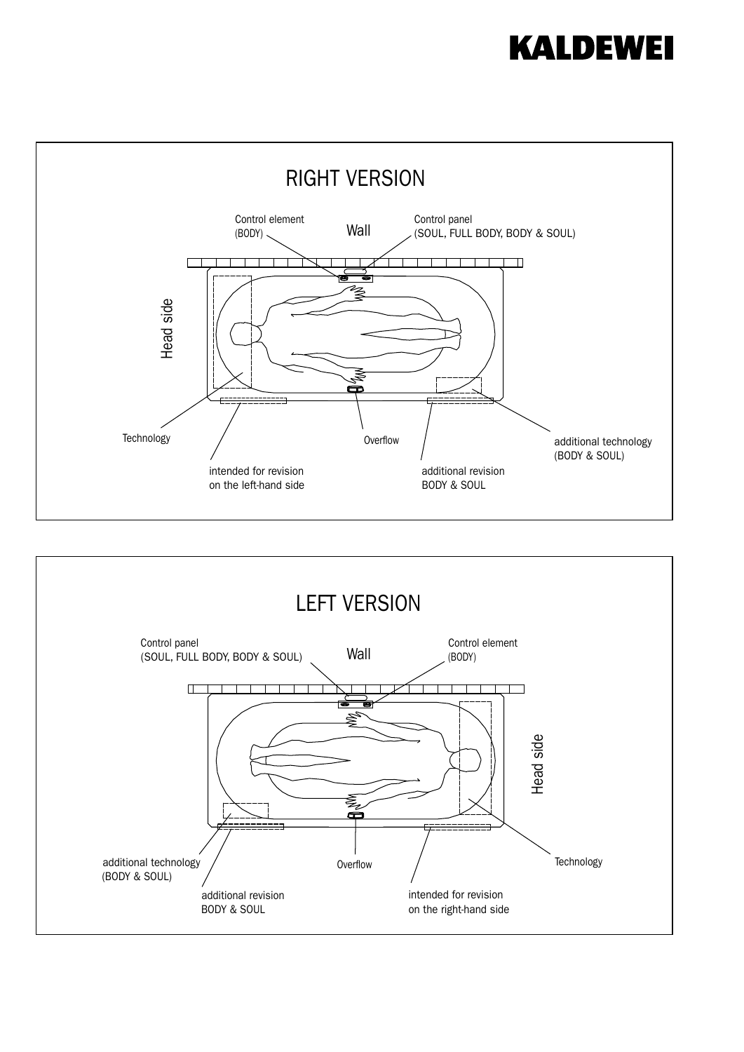KALDEWEI

## RIGHT VERSION

Control element (BODY)

Wall

Control panel (SOUL, FULL BODY, BODY & SOUL)

Head side

Technology

intended for revision on the left-hand side

Overflow

additional revision BODY & SOUL

additional technology (BODY & SOUL)

## LEFT VERSION

Control panel (SOUL, FULL BODY, BODY & SOUL)

Wall

Control element (BODY)

Head side

additional technology (BODY & SOUL)

additional revision BODY & SOUL

Overflow

intended for revision on the right-hand side

Technology